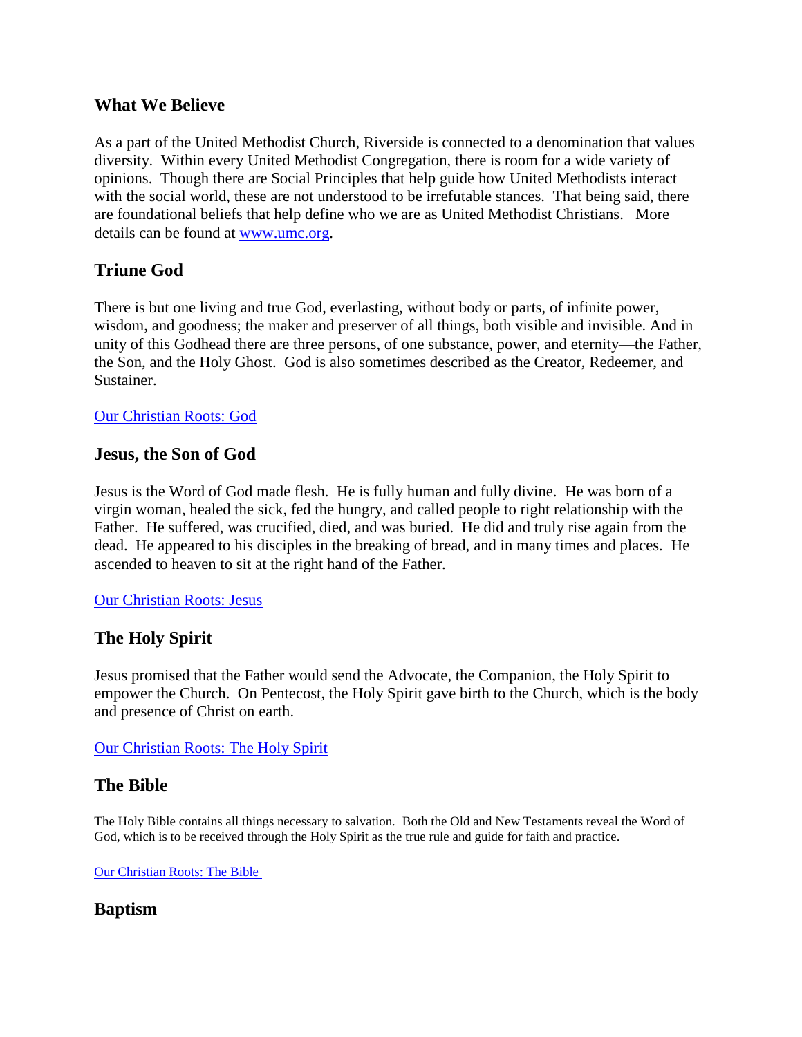## What We Believe

As a part of the United Methodist Church, Riverside is connected to a denomination that values diversity. Within every United Methodist Congregation, there is room for a wide variety of opinions. Though there are Social Principles that help guide how United Methodists interact with the social world, these are not understood to be irrefutable stances. That being said, there are foundational beliefs that help define who we are as United Methodist Christians. More details can be found at [www.umc.org](www.umc.org).

## Triune God

There is but one living and true God, everlasting, without body or parts, of infinite power, wisdom, and goodness; the maker and preserver of all things, both visible and invisible. And in unity of this Godhead there are three persons, of one substance, power, and eternity—the Father, the Son, and the Holy Ghost. God is also sometimes described as the Creator, Redeemer, and Sustainer.

Our Christian Roots: God

## Jesus, the Son of God

Jesus is the Word of God made flesh. He is fully human and fully divine. He was born of a virgin woman, healed the sick, fed the hungry, and called people to right relationship with the Father. He suffered, was crucified, died, and was buried. He did and truly rise again from the dead. He appeared to his disciples in the breaking of bread, and in many times and places. He ascended to heaven to sit at the right hand of the Father.

Our Christian Roots: Jesus

## The Holy Spirit

Jesus promised that the Father would send the Advocate, the Companion, the Holy Spirit to empower the Church. On Pentecost, the Holy Spirit gave birth to the Church, which is the body and presence of Christ on earth.

Our Christian Roots: The Holy Spirit

## The Bible

The Holy Bible contains all things necessary to salvation. Both the Old and New Testaments reveal the Word of God, which is to be received through the Holy Spirit as the true rule and guide for faith and practice.

Our Christian Roots: The Bible

## Baptism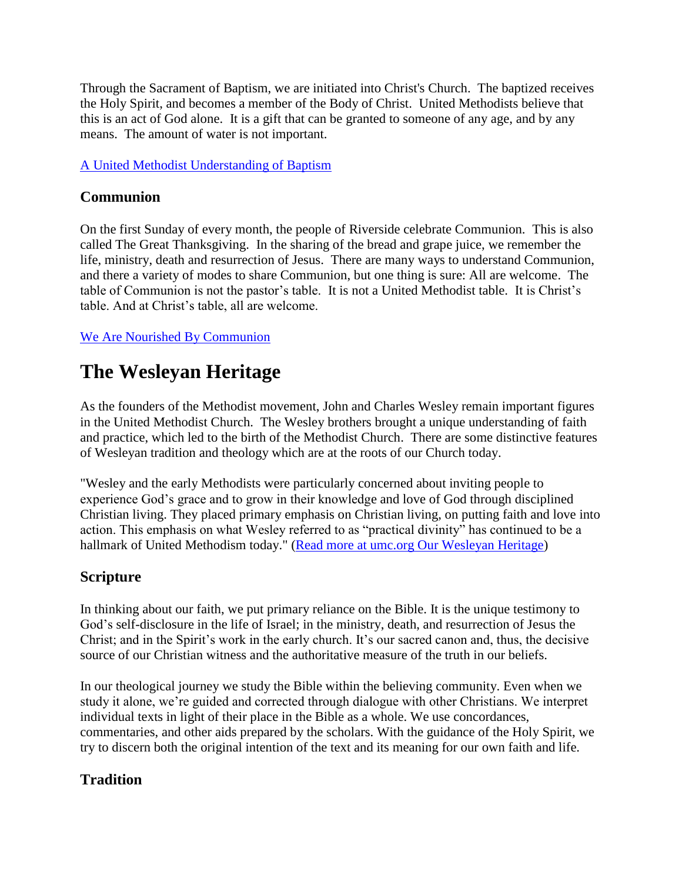Through the Sacrament of Baptism, we are initiated into Christ's Church. The baptized receives the Holy Spirit, and becomes a member of the Body of Christ. United Methodists believe that this is an act of God alone. It is a gift that can be granted to someone of any age, and by any means. The amount of water is not important.

[A United Methodist Understanding of Baptism]

### Communion

On the first Sunday of every month, the people of Riverside celebrate Communion. This is also called The Great Thanksgiving. In the sharing of the bread and grape juice, we remember the life, ministry, death and resurrection of Jesus. There are many ways to understand Communion, and there a variety of modes to share Communion, but one thing is sure: All are welcome. The table of Communion is not the pastor's table. It is not a United Methodist table. It is Christ's table. And at Christ's table, all are welcome.

[We Are Nourished By Communion]

# The Wesleyan Heritage

As the founders of the Methodist movement, John and Charles Wesley remain important figures in the United Methodist Church. The Wesley brothers brought a unique understanding of faith and practice, which led to the birth of the Methodist Church. There are some distinctive features of Wesleyan tradition and theology which are at the roots of our Church today.

"Wesley and the early Methodists were particularly concerned about inviting people to experience God's grace and to grow in their knowledge and love of God through disciplined Christian living. They placed primary emphasis on Christian living, on putting faith and love into action. This emphasis on what Wesley referred to as "practical divinity" has continued to be a hallmark of United Methodism today." ([Read more at umc.org Our Wesleyan Heritage])

### Scripture

In thinking about our faith, we put primary reliance on the Bible. It is the unique testimony to God's self-disclosure in the life of Israel; in the ministry, death, and resurrection of Jesus the Christ; and in the Spirit's work in the early church. It's our sacred canon and, thus, the decisive source of our Christian witness and the authoritative measure of the truth in our beliefs.

In our theological journey we study the Bible within the believing community. Even when we study it alone, we're guided and corrected through dialogue with other Christians. We interpret individual texts in light of their place in the Bible as a whole. We use concordances, commentaries, and other aids prepared by the scholars. With the guidance of the Holy Spirit, we try to discern both the original intention of the text and its meaning for our own faith and life.

### Tradition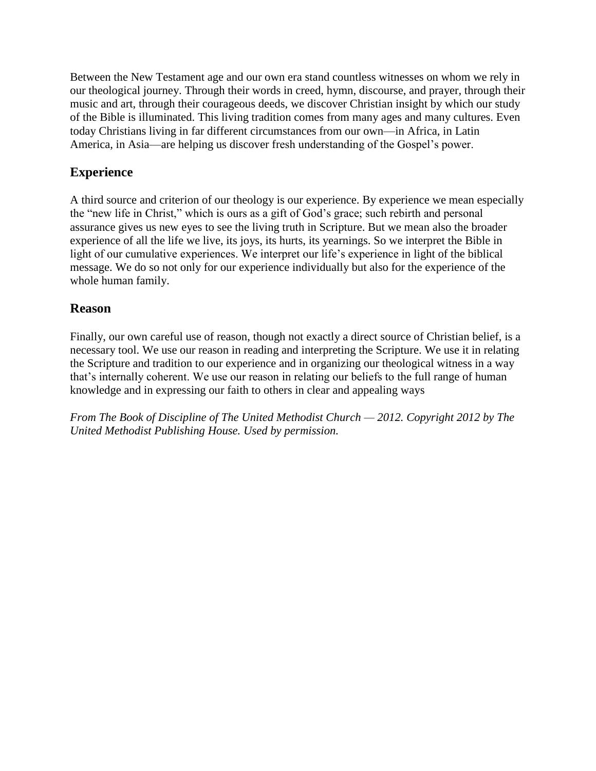Between the New Testament age and our own era stand countless witnesses on whom we rely in our theological journey. Through their words in creed, hymn, discourse, and prayer, through their music and art, through their courageous deeds, we discover Christian insight by which our study of the Bible is illuminated. This living tradition comes from many ages and many cultures. Even today Christians living in far different circumstances from our own—in Africa, in Latin America, in Asia—are helping us discover fresh understanding of the Gospel's power.

## Experience

A third source and criterion of our theology is our experience. By experience we mean especially the "new life in Christ," which is ours as a gift of God's grace; such rebirth and personal assurance gives us new eyes to see the living truth in Scripture. But we mean also the broader experience of all the life we live, its joys, its hurts, its yearnings. So we interpret the Bible in light of our cumulative experiences. We interpret our life's experience in light of the biblical message. We do so not only for our experience individually but also for the experience of the whole human family.

## Reason

Finally, our own careful use of reason, though not exactly a direct source of Christian belief, is a necessary tool. We use our reason in reading and interpreting the Scripture. We use it in relating the Scripture and tradition to our experience and in organizing our theological witness in a way that's internally coherent. We use our reason in relating our beliefs to the full range of human knowledge and in expressing our faith to others in clear and appealing ways

*From The Book of Discipline of The United Methodist Church — 2012. Copyright 2012 by The United Methodist Publishing House. Used by permission.*